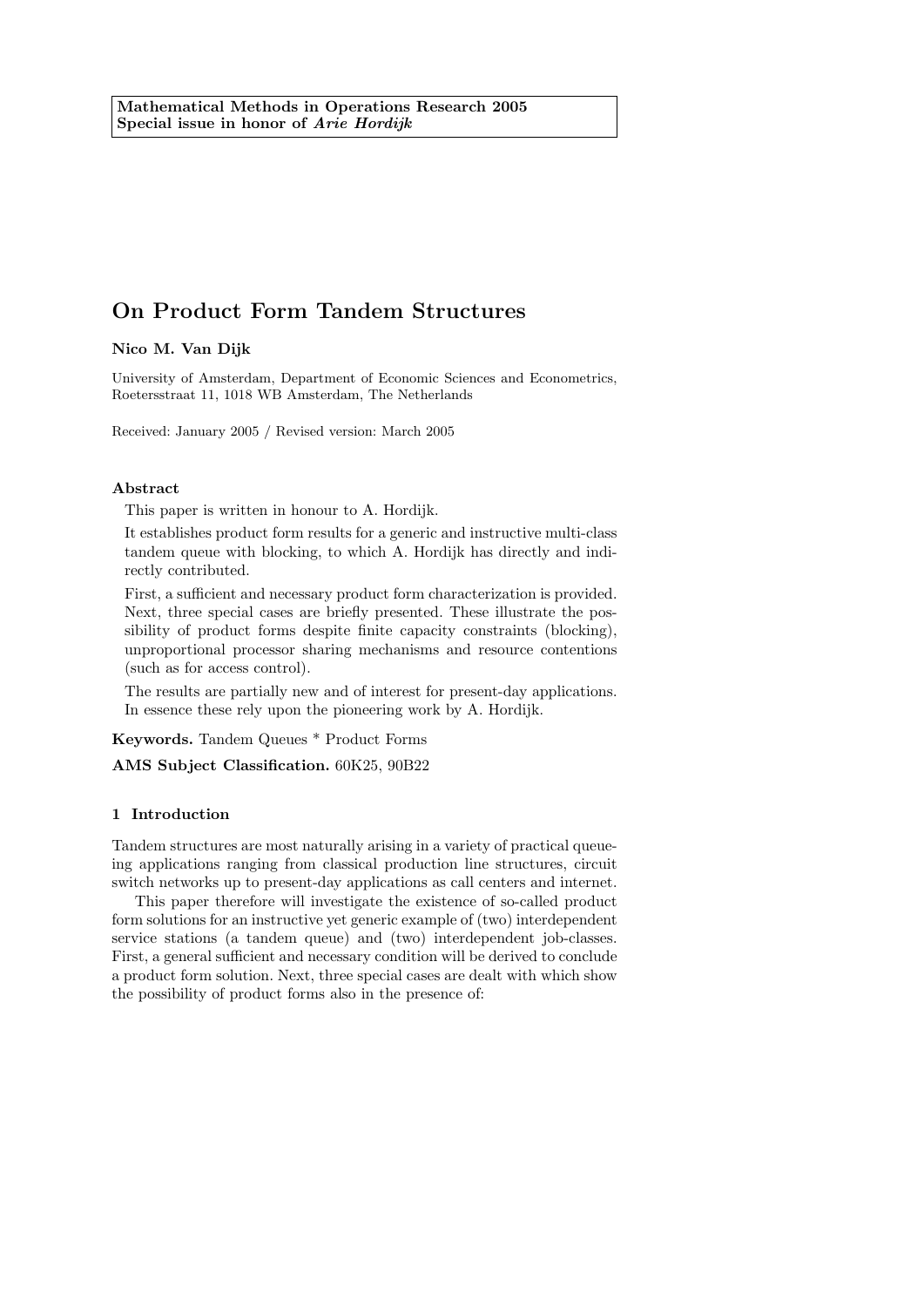**Mathematical Methods in Operations Research 2005**
**Special issue in honor of *Arie Hordijk***

# On Product Form Tandem Structures

**Nico M. Van Dijk**

University of Amsterdam, Department of Economic Sciences and Econometrics, Roetersstraat 11, 1018 WB Amsterdam, The Netherlands

Received: January 2005 / Revised version: March 2005

**Abstract**

This paper is written in honour to A. Hordijk.

It establishes product form results for a generic and instructive multi-class tandem queue with blocking, to which A. Hordijk has directly and indirectly contributed.

First, a sufficient and necessary product form characterization is provided. Next, three special cases are briefly presented. These illustrate the possibility of product forms despite finite capacity constraints (blocking), unproportional processor sharing mechanisms and resource contentions (such as for access control).

The results are partially new and of interest for present-day applications. In essence these rely upon the pioneering work by A. Hordijk.

**Keywords.** Tandem Queues * Product Forms

**AMS Subject Classification.** 60K25, 90B22

## 1 Introduction

Tandem structures are most naturally arising in a variety of practical queueing applications ranging from classical production line structures, circuit switch networks up to present-day applications as call centers and internet.

This paper therefore will investigate the existence of so-called product form solutions for an instructive yet generic example of (two) interdependent service stations (a tandem queue) and (two) interdependent job-classes. First, a general sufficient and necessary condition will be derived to conclude a product form solution. Next, three special cases are dealt with which show the possibility of product forms also in the presence of: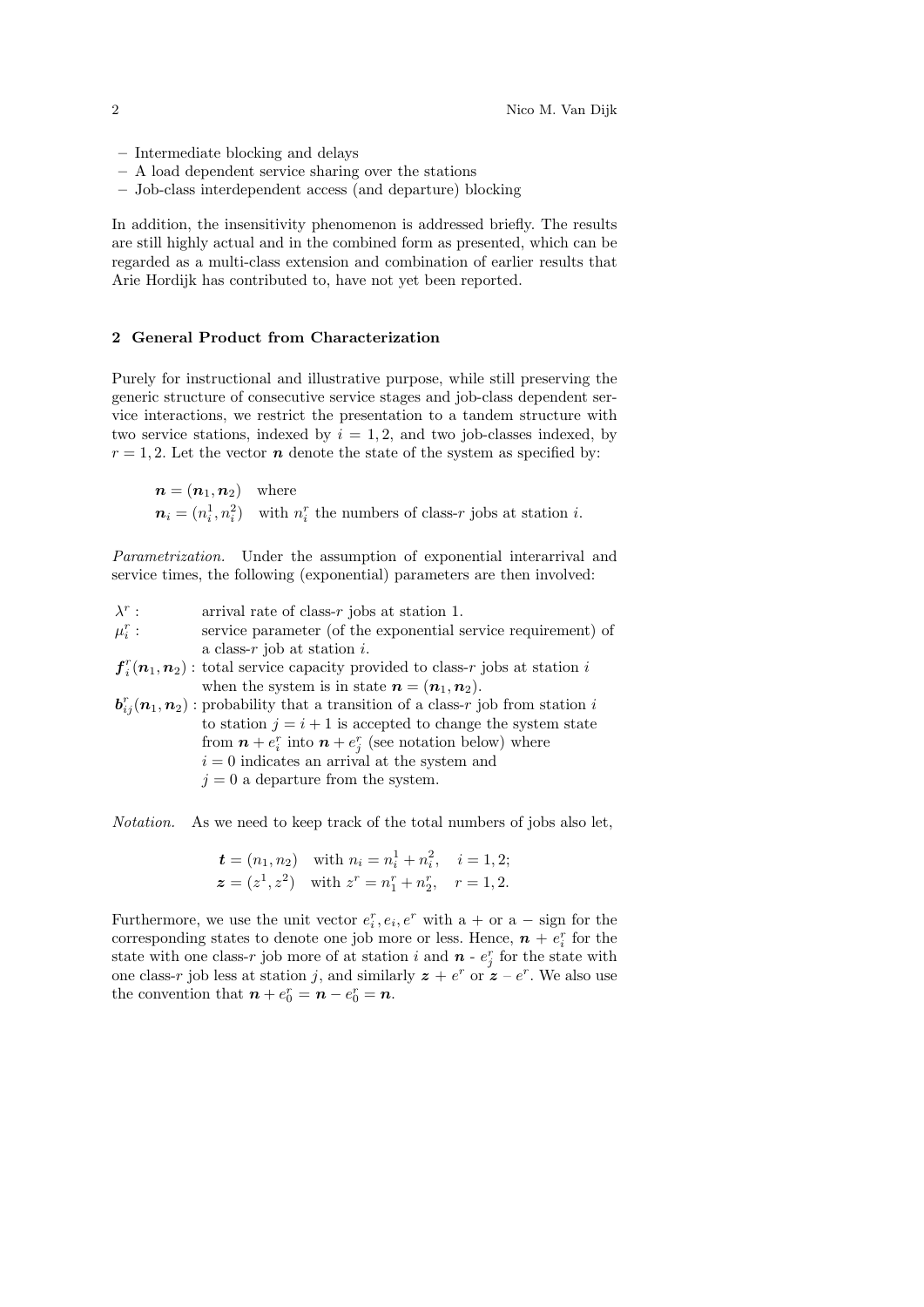- Intermediate blocking and delays
- A load dependent service sharing over the stations
- Job-class interdependent access (and departure) blocking

In addition, the insensitivity phenomenon is addressed briefly. The results are still highly actual and in the combined form as presented, which can be regarded as a multi-class extension and combination of earlier results that Arie Hordijk has contributed to, have not yet been reported.

## 2 General Product from Characterization

Purely for instructional and illustrative purpose, while still preserving the generic structure of consecutive service stages and job-class dependent service interactions, we restrict the presentation to a tandem structure with two service stations, indexed by $i = 1, 2$, and two job-classes indexed, by $r = 1, 2$. Let the vector $\boldsymbol{n}$ denote the state of the system as specified by:

$\boldsymbol{n} = (\boldsymbol{n}_1, \boldsymbol{n}_2)$ where
$\boldsymbol{n}_i = (n_i^1, n_i^2)$ with $n_i^r$ the numbers of class-$r$ jobs at station $i$.

*Parametrization.* Under the assumption of exponential interarrival and service times, the following (exponential) parameters are then involved:

- $\lambda^r$ : arrival rate of class-$r$ jobs at station 1.
- $\mu_i^r$ : service parameter (of the exponential service requirement) of a class-$r$ job at station $i$.
- $\boldsymbol{f}_i^r(\boldsymbol{n}_1, \boldsymbol{n}_2)$ : total service capacity provided to class-$r$ jobs at station $i$ when the system is in state $\boldsymbol{n} = (\boldsymbol{n}_1, \boldsymbol{n}_2)$.
- $\boldsymbol{b}_{ij}^r(\boldsymbol{n}_1, \boldsymbol{n}_2)$ : probability that a transition of a class-$r$ job from station $i$ to station $j = i + 1$ is accepted to change the system state from $\boldsymbol{n} + e_i^r$ into $\boldsymbol{n} + e_j^r$ (see notation below) where $i = 0$ indicates an arrival at the system and $j = 0$ a departure from the system.

*Notation.* As we need to keep track of the total numbers of jobs also let,

$$\boldsymbol{t} = (n_1, n_2) \quad \text{with } n_i = n_i^1 + n_i^2, \quad i = 1, 2;$$
$$\boldsymbol{z} = (z^1, z^2) \quad \text{with } z^r = n_1^r + n_2^r, \quad r = 1, 2.$$

Furthermore, we use the unit vector $e_i^r, e_i, e^r$ with a + or a − sign for the corresponding states to denote one job more or less. Hence, $\boldsymbol{n} + e_i^r$ for the state with one class-$r$ job more of at station $i$ and $\boldsymbol{n}$ - $e_j^r$ for the state with one class-$r$ job less at station $j$, and similarly $\boldsymbol{z} + e^r$ or $\boldsymbol{z} - e^r$. We also use the convention that $\boldsymbol{n} + e_0^r = \boldsymbol{n} - e_0^r = \boldsymbol{n}$.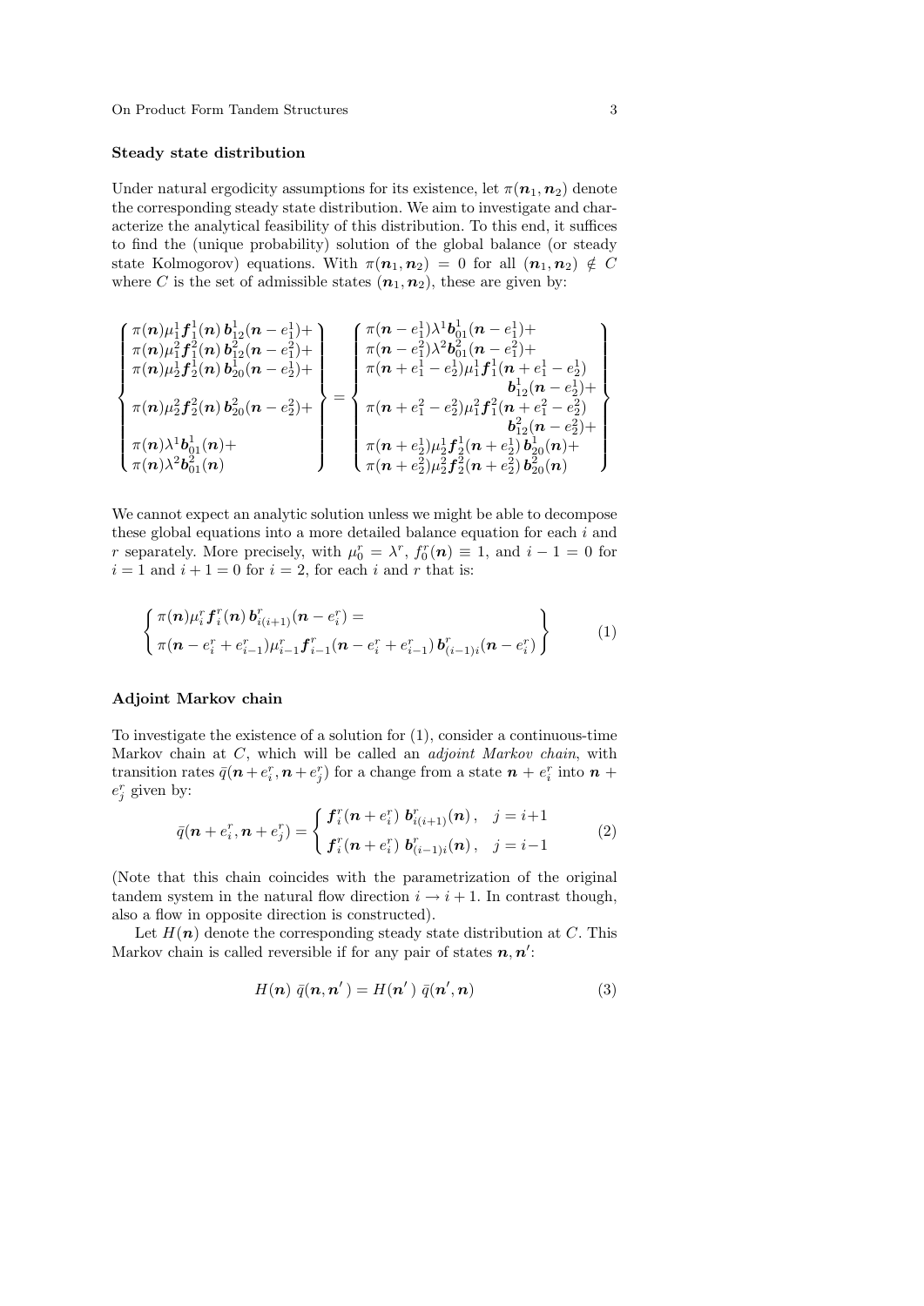### Steady state distribution

Under natural ergodicity assumptions for its existence, let $\pi(\boldsymbol{n}_1, \boldsymbol{n}_2)$ denote the corresponding steady state distribution. We aim to investigate and characterize the analytical feasibility of this distribution. To this end, it suffices to find the (unique probability) solution of the global balance (or steady state Kolmogorov) equations. With $\pi(\boldsymbol{n}_1, \boldsymbol{n}_2) = 0$ for all $(\boldsymbol{n}_1, \boldsymbol{n}_2) \notin C$ where $C$ is the set of admissible states $(\boldsymbol{n}_1, \boldsymbol{n}_2)$, these are given by:

$$
\left\{
\begin{array}{l}
\pi(\boldsymbol{n})\mu_1^1 \boldsymbol{f}_1^1(\boldsymbol{n})\, \boldsymbol{b}_{12}^1(\boldsymbol{n}-e_1^1)+ \\
\pi(\boldsymbol{n})\mu_1^2 \boldsymbol{f}_1^2(\boldsymbol{n})\, \boldsymbol{b}_{12}^2(\boldsymbol{n}-e_1^2)+ \\
\pi(\boldsymbol{n})\mu_2^1 \boldsymbol{f}_2^1(\boldsymbol{n})\, \boldsymbol{b}_{20}^1(\boldsymbol{n}-e_2^1)+ \\
\\
\pi(\boldsymbol{n})\mu_2^2 \boldsymbol{f}_2^2(\boldsymbol{n})\, \boldsymbol{b}_{20}^2(\boldsymbol{n}-e_2^2)+ \\
\\
\pi(\boldsymbol{n})\lambda^1 \boldsymbol{b}_{01}^1(\boldsymbol{n})+ \\
\pi(\boldsymbol{n})\lambda^2 \boldsymbol{b}_{01}^2(\boldsymbol{n})
\end{array}
\right\}
=
\left\{
\begin{array}{l}
\pi(\boldsymbol{n}-e_1^1)\lambda^1 \boldsymbol{b}_{01}^1(\boldsymbol{n}-e_1^1)+ \\
\pi(\boldsymbol{n}-e_1^2)\lambda^2 \boldsymbol{b}_{01}^2(\boldsymbol{n}-e_1^2)+ \\
\pi(\boldsymbol{n}+e_1^1-e_2^1)\mu_1^1 \boldsymbol{f}_1^1(\boldsymbol{n}+e_1^1-e_2^1) \\
\qquad\qquad \boldsymbol{b}_{12}^1(\boldsymbol{n}-e_2^1)+ \\
\pi(\boldsymbol{n}+e_1^2-e_2^2)\mu_1^2 \boldsymbol{f}_1^2(\boldsymbol{n}+e_1^2-e_2^2) \\
\qquad\qquad \boldsymbol{b}_{12}^2(\boldsymbol{n}-e_2^2)+ \\
\pi(\boldsymbol{n}+e_2^1)\mu_2^1 \boldsymbol{f}_2^1(\boldsymbol{n}+e_2^1)\, \boldsymbol{b}_{20}^1(\boldsymbol{n})+ \\
\pi(\boldsymbol{n}+e_2^2)\mu_2^2 \boldsymbol{f}_2^2(\boldsymbol{n}+e_2^2)\, \boldsymbol{b}_{20}^2(\boldsymbol{n})
\end{array}
\right\}
$$

We cannot expect an analytic solution unless we might be able to decompose these global equations into a more detailed balance equation for each $i$ and $r$ separately. More precisely, with $\mu_0^r = \lambda^r$, $f_0^r(\boldsymbol{n}) \equiv 1$, and $i-1 = 0$ for $i = 1$ and $i+1 = 0$ for $i = 2$, for each $i$ and $r$ that is:

$$
\left\{
\begin{array}{l}
\pi(\boldsymbol{n})\mu_i^r \boldsymbol{f}_i^r(\boldsymbol{n})\, \boldsymbol{b}_{i(i+1)}^r(\boldsymbol{n}-e_i^r) = \\
\pi(\boldsymbol{n}-e_i^r+e_{i-1}^r)\mu_{i-1}^r \boldsymbol{f}_{i-1}^r(\boldsymbol{n}-e_i^r+e_{i-1}^r)\, \boldsymbol{b}_{(i-1)i}^r(\boldsymbol{n}-e_i^r)
\end{array}
\right\}
\tag{1}
$$

### Adjoint Markov chain

To investigate the existence of a solution for (1), consider a continuous-time Markov chain at $C$, which will be called an *adjoint Markov chain*, with transition rates $\bar{q}(\boldsymbol{n}+e_i^r, \boldsymbol{n}+e_j^r)$ for a change from a state $\boldsymbol{n}+e_i^r$ into $\boldsymbol{n}+e_j^r$ given by:

$$
\bar{q}(\boldsymbol{n}+e_i^r, \boldsymbol{n}+e_j^r) =
\begin{cases}
\boldsymbol{f}_i^r(\boldsymbol{n}+e_i^r)\ \boldsymbol{b}_{i(i+1)}^r(\boldsymbol{n})\,, & j = i+1 \\
\boldsymbol{f}_i^r(\boldsymbol{n}+e_i^r)\ \boldsymbol{b}_{(i-1)i}^r(\boldsymbol{n})\,, & j = i-1
\end{cases}
\tag{2}
$$

(Note that this chain coincides with the parametrization of the original tandem system in the natural flow direction $i \to i+1$. In contrast though, also a flow in opposite direction is constructed).

Let $H(\boldsymbol{n})$ denote the corresponding steady state distribution at $C$. This Markov chain is called reversible if for any pair of states $\boldsymbol{n}, \boldsymbol{n}'$:

$$
H(\boldsymbol{n})\ \bar{q}(\boldsymbol{n}, \boldsymbol{n}') = H(\boldsymbol{n}')\ \bar{q}(\boldsymbol{n}', \boldsymbol{n})
\tag{3}
$$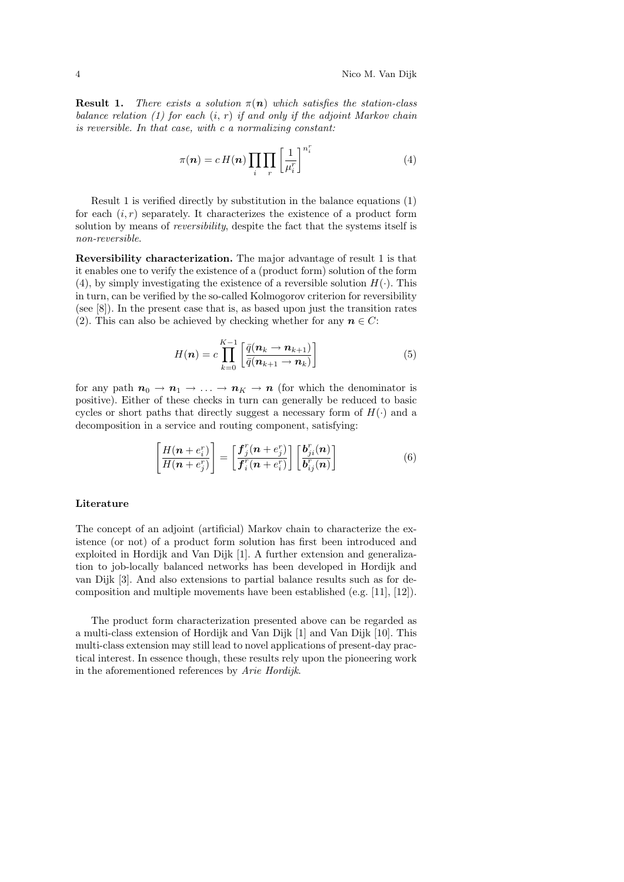**Result 1.** *There exists a solution $\pi(\boldsymbol{n})$ which satisfies the station-class balance relation (1) for each $(i, r)$ if and only if the adjoint Markov chain is reversible. In that case, with $c$ a normalizing constant:*

$$\pi(\boldsymbol{n}) = c\, H(\boldsymbol{n}) \prod_i \prod_r \left[\frac{1}{\mu_i^r}\right]^{n_i^r} \tag{4}$$

Result 1 is verified directly by substitution in the balance equations (1) for each $(i, r)$ separately. It characterizes the existence of a product form solution by means of *reversibility*, despite the fact that the systems itself is *non-reversible*.

**Reversibility characterization.** The major advantage of result 1 is that it enables one to verify the existence of a (product form) solution of the form (4), by simply investigating the existence of a reversible solution $H(\cdot)$. This in turn, can be verified by the so-called Kolmogorov criterion for reversibility (see [8]). In the present case that is, as based upon just the transition rates (2). This can also be achieved by checking whether for any $\boldsymbol{n} \in C$:

$$H(\boldsymbol{n}) = c \prod_{k=0}^{K-1} \left[\frac{\bar{q}(\boldsymbol{n}_k \to \boldsymbol{n}_{k+1})}{\bar{q}(\boldsymbol{n}_{k+1} \to \boldsymbol{n}_k)}\right] \tag{5}$$

for any path $\boldsymbol{n}_0 \to \boldsymbol{n}_1 \to \ldots \to \boldsymbol{n}_K \to \boldsymbol{n}$ (for which the denominator is positive). Either of these checks in turn can generally be reduced to basic cycles or short paths that directly suggest a necessary form of $H(\cdot)$ and a decomposition in a service and routing component, satisfying:

$$\left[\frac{H(\boldsymbol{n} + e_i^r)}{H(\boldsymbol{n} + e_j^r)}\right] = \left[\frac{\boldsymbol{f}_j^r(\boldsymbol{n} + e_j^r)}{\boldsymbol{f}_i^r(\boldsymbol{n} + e_i^r)}\right] \left[\frac{\boldsymbol{b}_{ji}^r(\boldsymbol{n})}{\boldsymbol{b}_{ij}^r(\boldsymbol{n})}\right] \tag{6}$$

### Literature

The concept of an adjoint (artificial) Markov chain to characterize the existence (or not) of a product form solution has first been introduced and exploited in Hordijk and Van Dijk [1]. A further extension and generalization to job-locally balanced networks has been developed in Hordijk and van Dijk [3]. And also extensions to partial balance results such as for decomposition and multiple movements have been established (e.g. [11], [12]).

The product form characterization presented above can be regarded as a multi-class extension of Hordijk and Van Dijk [1] and Van Dijk [10]. This multi-class extension may still lead to novel applications of present-day practical interest. In essence though, these results rely upon the pioneering work in the aforementioned references by *Arie Hordijk*.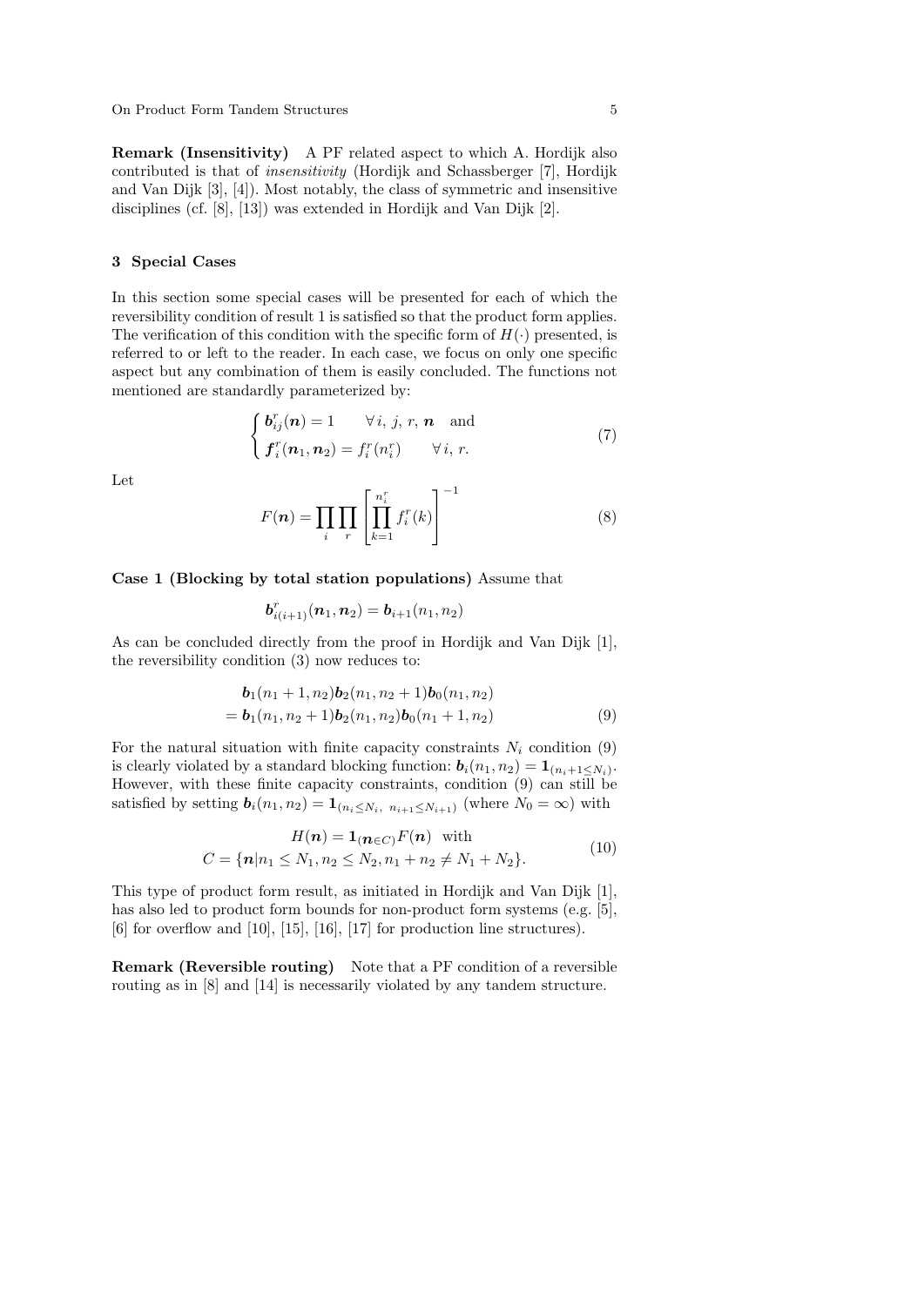**Remark (Insensitivity)** A PF related aspect to which A. Hordijk also contributed is that of *insensitivity* (Hordijk and Schassberger [7], Hordijk and Van Dijk [3], [4]). Most notably, the class of symmetric and insensitive disciplines (cf. [8], [13]) was extended in Hordijk and Van Dijk [2].

## 3 Special Cases

In this section some special cases will be presented for each of which the reversibility condition of result 1 is satisfied so that the product form applies. The verification of this condition with the specific form of $H(\cdot)$ presented, is referred to or left to the reader. In each case, we focus on only one specific aspect but any combination of them is easily concluded. The functions not mentioned are standardly parameterized by:

$$\begin{cases} \boldsymbol{b}^r_{ij}(\boldsymbol{n}) = 1 & \forall\, i,\, j,\, r,\, \boldsymbol{n} \quad \text{and} \\ \boldsymbol{f}^r_i(\boldsymbol{n}_1, \boldsymbol{n}_2) = f^r_i(n^r_i) & \forall\, i,\, r. \end{cases} \tag{7}$$

Let

$$F(\boldsymbol{n}) = \prod_i \prod_r \left[ \prod_{k=1}^{n^r_i} f^r_i(k) \right]^{-1} \tag{8}$$

**Case 1 (Blocking by total station populations)** Assume that

$$\boldsymbol{b}^r_{i(i+1)}(\boldsymbol{n}_1, \boldsymbol{n}_2) = \boldsymbol{b}_{i+1}(n_1, n_2)$$

As can be concluded directly from the proof in Hordijk and Van Dijk [1], the reversibility condition (3) now reduces to:

$$\begin{aligned} &\boldsymbol{b}_1(n_1+1, n_2)\boldsymbol{b}_2(n_1, n_2+1)\boldsymbol{b}_0(n_1, n_2) \\ &= \boldsymbol{b}_1(n_1, n_2+1)\boldsymbol{b}_2(n_1, n_2)\boldsymbol{b}_0(n_1+1, n_2) \end{aligned} \tag{9}$$

For the natural situation with finite capacity constraints $N_i$ condition (9) is clearly violated by a standard blocking function: $\boldsymbol{b}_i(n_1, n_2) = \mathbf{1}_{(n_i+1 \leq N_i)}$. However, with these finite capacity constraints, condition (9) can still be satisfied by setting $\boldsymbol{b}_i(n_1, n_2) = \mathbf{1}_{(n_i \leq N_i,\ n_{i+1} \leq N_{i+1})}$ (where $N_0 = \infty$) with

$$\begin{gathered} H(\boldsymbol{n}) = \mathbf{1}_{(\boldsymbol{n} \in C)} F(\boldsymbol{n}) \quad \text{with} \\ C = \{\boldsymbol{n} | n_1 \leq N_1, n_2 \leq N_2, n_1 + n_2 \neq N_1 + N_2\}. \end{gathered} \tag{10}$$

This type of product form result, as initiated in Hordijk and Van Dijk [1], has also led to product form bounds for non-product form systems (e.g. [5], [6] for overflow and [10], [15], [16], [17] for production line structures).

**Remark (Reversible routing)** Note that a PF condition of a reversible routing as in [8] and [14] is necessarily violated by any tandem structure.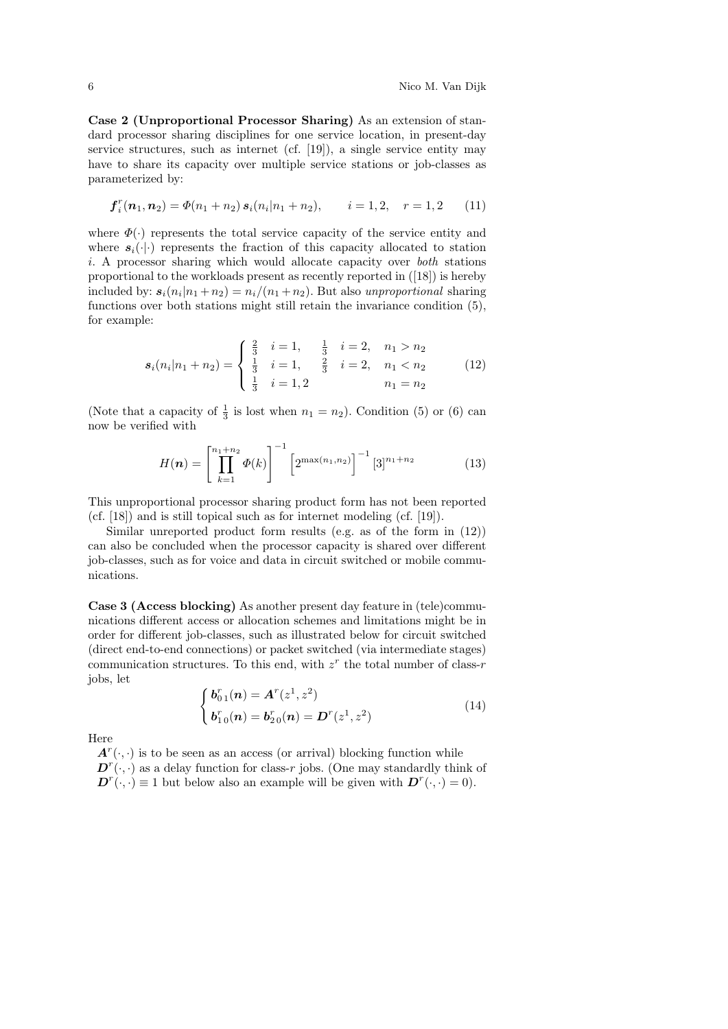**Case 2 (Unproportional Processor Sharing)** As an extension of standard processor sharing disciplines for one service location, in present-day service structures, such as internet (cf. [19]), a single service entity may have to share its capacity over multiple service stations or job-classes as parameterized by:

$$\boldsymbol{f}_i^r(\boldsymbol{n}_1, \boldsymbol{n}_2) = \Phi(n_1 + n_2)\, \boldsymbol{s}_i(n_i | n_1 + n_2), \qquad i = 1, 2, \quad r = 1, 2 \tag{11}$$

where $\Phi(\cdot)$ represents the total service capacity of the service entity and where $\boldsymbol{s}_i(\cdot|\cdot)$ represents the fraction of this capacity allocated to station $i$. A processor sharing which would allocate capacity over *both* stations proportional to the workloads present as recently reported in ([18]) is hereby included by: $\boldsymbol{s}_i(n_i|n_1+n_2) = n_i/(n_1+n_2)$. But also *unproportional* sharing functions over both stations might still retain the invariance condition (5), for example:

$$\boldsymbol{s}_i(n_i|n_1+n_2) = \begin{cases} \frac{2}{3} \quad i=1, \quad \frac{1}{3} \quad i=2, \quad n_1 > n_2 \\ \frac{1}{3} \quad i=1, \quad \frac{2}{3} \quad i=2, \quad n_1 < n_2 \\ \frac{1}{3} \quad i=1,2 \qquad\qquad\quad\;\; n_1 = n_2 \end{cases} \tag{12}$$

(Note that a capacity of $\frac{1}{3}$ is lost when $n_1 = n_2$). Condition (5) or (6) can now be verified with

$$H(\boldsymbol{n}) = \left[\prod_{k=1}^{n_1+n_2} \Phi(k)\right]^{-1} \left[2^{\max(n_1,n_2)}\right]^{-1} [3]^{n_1+n_2} \tag{13}$$

This unproportional processor sharing product form has not been reported (cf. [18]) and is still topical such as for internet modeling (cf. [19]).

Similar unreported product form results (e.g. as of the form in (12)) can also be concluded when the processor capacity is shared over different job-classes, such as for voice and data in circuit switched or mobile communications.

**Case 3 (Access blocking)** As another present day feature in (tele)communications different access or allocation schemes and limitations might be in order for different job-classes, such as illustrated below for circuit switched (direct end-to-end connections) or packet switched (via intermediate stages) communication structures. To this end, with $z^r$ the total number of class-$r$ jobs, let

$$\begin{cases} \boldsymbol{b}^r_{0\,1}(\boldsymbol{n}) = \boldsymbol{A}^r(z^1, z^2) \\ \boldsymbol{b}^r_{1\,0}(\boldsymbol{n}) = \boldsymbol{b}^r_{2\,0}(\boldsymbol{n}) = \boldsymbol{D}^r(z^1, z^2) \end{cases} \tag{14}$$

Here
$\boldsymbol{A}^r(\cdot,\cdot)$ is to be seen as an access (or arrival) blocking function while
$\boldsymbol{D}^r(\cdot,\cdot)$ as a delay function for class-$r$ jobs. (One may standardly think of
$\boldsymbol{D}^r(\cdot,\cdot) \equiv 1$ but below also an example will be given with $\boldsymbol{D}^r(\cdot,\cdot) = 0$).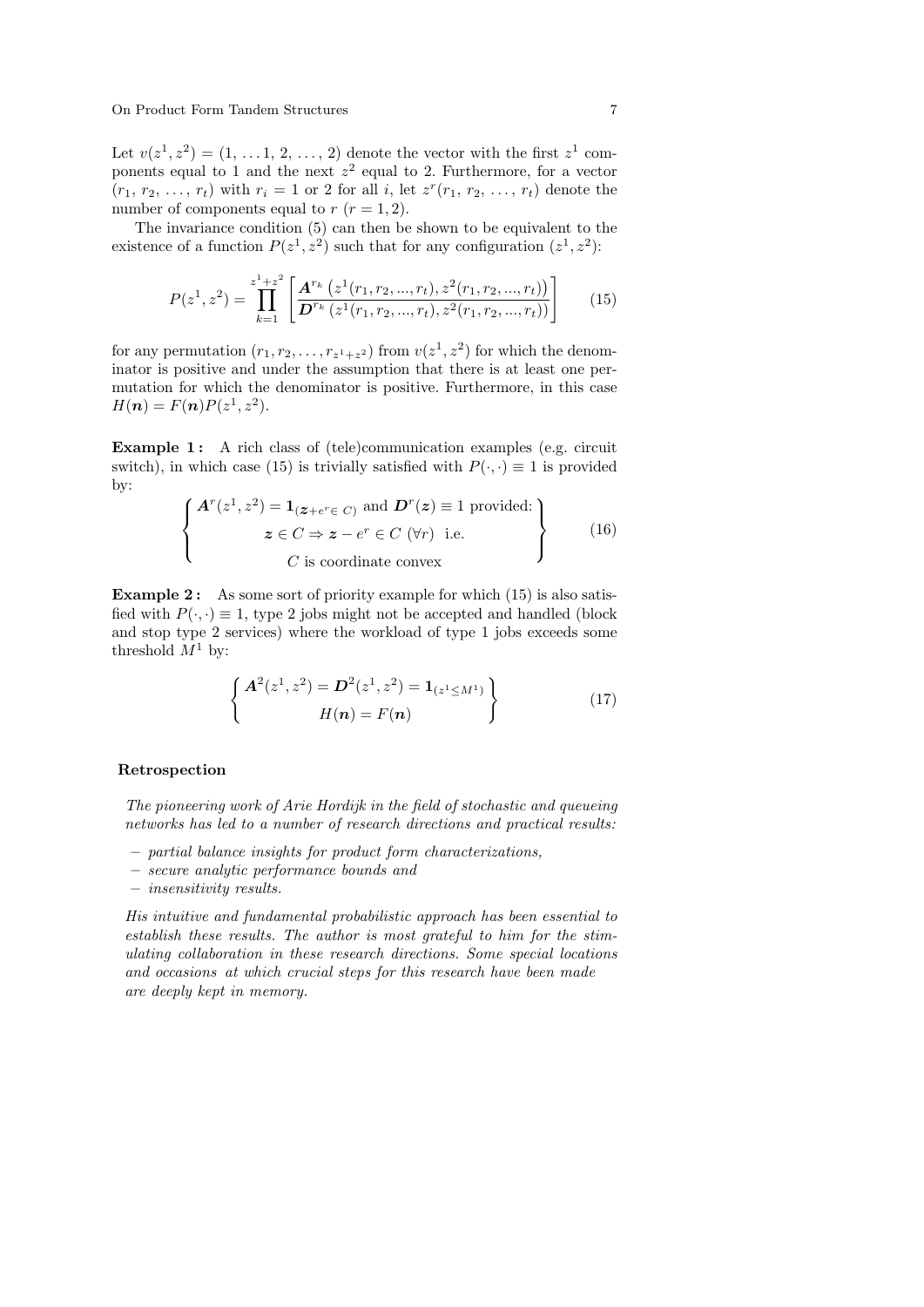Let $v(z^1, z^2) = (1, \ldots 1, 2, \ldots, 2)$ denote the vector with the first $z^1$ components equal to 1 and the next $z^2$ equal to 2. Furthermore, for a vector $(r_1, r_2, \ldots, r_t)$ with $r_i = 1$ or 2 for all $i$, let $z^r(r_1, r_2, \ldots, r_t)$ denote the number of components equal to $r$ $(r = 1, 2)$.

The invariance condition (5) can then be shown to be equivalent to the existence of a function $P(z^1, z^2)$ such that for any configuration $(z^1, z^2)$:

$$P(z^1, z^2) = \prod_{k=1}^{z^1+z^2} \left[ \frac{\boldsymbol{A}^{r_k}\left(z^1(r_1, r_2, ..., r_t), z^2(r_1, r_2, ..., r_t)\right)}{\boldsymbol{D}^{r_k}\left(z^1(r_1, r_2, ..., r_t), z^2(r_1, r_2, ..., r_t)\right)} \right] \tag{15}$$

for any permutation $(r_1, r_2, \ldots, r_{z^1+z^2})$ from $v(z^1, z^2)$ for which the denominator is positive and under the assumption that there is at least one permutation for which the denominator is positive. Furthermore, in this case $H(\boldsymbol{n}) = F(\boldsymbol{n})P(z^1, z^2)$.

**Example 1 :** A rich class of (tele)communication examples (e.g. circuit switch), in which case (15) is trivially satisfied with $P(\cdot, \cdot) \equiv 1$ is provided by:

$$\left\{ \begin{array}{c} \boldsymbol{A}^r(z^1, z^2) = \mathbf{1}_{(\boldsymbol{z}+e^r \in\, C)} \text{ and } \boldsymbol{D}^r(\boldsymbol{z}) \equiv 1 \text{ provided:} \\ \boldsymbol{z} \in C \Rightarrow \boldsymbol{z} - e^r \in C \;\; (\forall r) \;\; \text{i.e.} \\ C \text{ is coordinate convex} \end{array} \right\} \tag{16}$$

**Example 2 :** As some sort of priority example for which (15) is also satisfied with $P(\cdot, \cdot) \equiv 1$, type 2 jobs might not be accepted and handled (block and stop type 2 services) where the workload of type 1 jobs exceeds some threshold $M^1$ by:

$$\left\{ \begin{array}{c} \boldsymbol{A}^2(z^1, z^2) = \boldsymbol{D}^2(z^1, z^2) = \mathbf{1}_{(z^1 \leq M^1)} \\ H(\boldsymbol{n}) = F(\boldsymbol{n}) \end{array} \right\} \tag{17}$$

### Retrospection

*The pioneering work of Arie Hordijk in the field of stochastic and queueing networks has led to a number of research directions and practical results:*

- *partial balance insights for product form characterizations,*
- *secure analytic performance bounds and*
- *insensitivity results.*

*His intuitive and fundamental probabilistic approach has been essential to establish these results. The author is most grateful to him for the stimulating collaboration in these research directions. Some special locations and occasions at which crucial steps for this research have been made are deeply kept in memory.*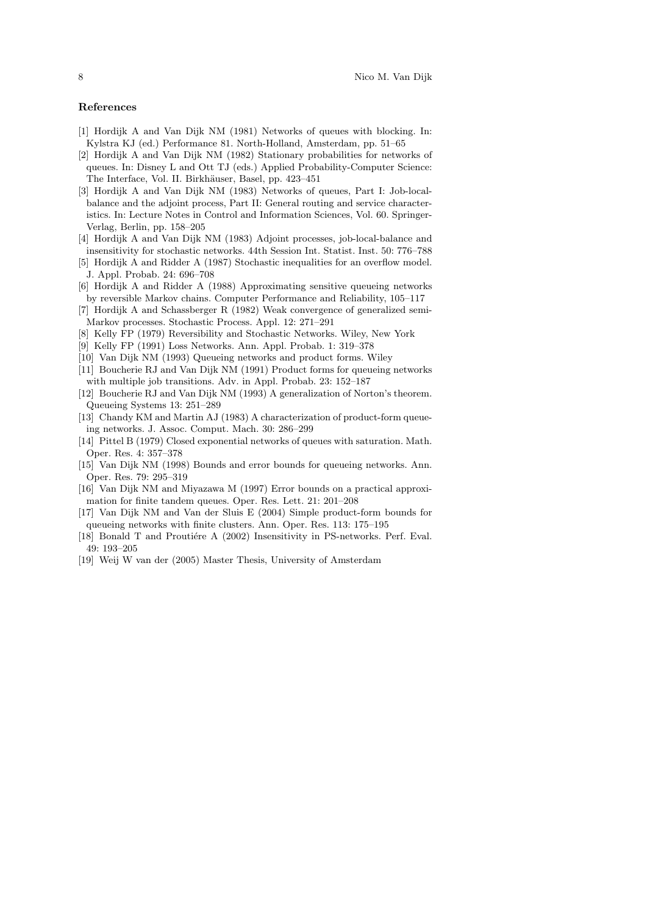## References

[1] Hordijk A and Van Dijk NM (1981) Networks of queues with blocking. In: Kylstra KJ (ed.) Performance 81. North-Holland, Amsterdam, pp. 51–65

[2] Hordijk A and Van Dijk NM (1982) Stationary probabilities for networks of queues. In: Disney L and Ott TJ (eds.) Applied Probability-Computer Science: The Interface, Vol. II. Birkhäuser, Basel, pp. 423–451

[3] Hordijk A and Van Dijk NM (1983) Networks of queues, Part I: Job-local-balance and the adjoint process, Part II: General routing and service characteristics. In: Lecture Notes in Control and Information Sciences, Vol. 60. Springer-Verlag, Berlin, pp. 158–205

[4] Hordijk A and Van Dijk NM (1983) Adjoint processes, job-local-balance and insensitivity for stochastic networks. 44th Session Int. Statist. Inst. 50: 776–788

[5] Hordijk A and Ridder A (1987) Stochastic inequalities for an overflow model. J. Appl. Probab. 24: 696–708

[6] Hordijk A and Ridder A (1988) Approximating sensitive queueing networks by reversible Markov chains. Computer Performance and Reliability, 105–117

[7] Hordijk A and Schassberger R (1982) Weak convergence of generalized semi-Markov processes. Stochastic Process. Appl. 12: 271–291

[8] Kelly FP (1979) Reversibility and Stochastic Networks. Wiley, New York

[9] Kelly FP (1991) Loss Networks. Ann. Appl. Probab. 1: 319–378

[10] Van Dijk NM (1993) Queueing networks and product forms. Wiley

[11] Boucherie RJ and Van Dijk NM (1991) Product forms for queueing networks with multiple job transitions. Adv. in Appl. Probab. 23: 152–187

[12] Boucherie RJ and Van Dijk NM (1993) A generalization of Norton's theorem. Queueing Systems 13: 251–289

[13] Chandy KM and Martin AJ (1983) A characterization of product-form queueing networks. J. Assoc. Comput. Mach. 30: 286–299

[14] Pittel B (1979) Closed exponential networks of queues with saturation. Math. Oper. Res. 4: 357–378

[15] Van Dijk NM (1998) Bounds and error bounds for queueing networks. Ann. Oper. Res. 79: 295–319

[16] Van Dijk NM and Miyazawa M (1997) Error bounds on a practical approximation for finite tandem queues. Oper. Res. Lett. 21: 201–208

[17] Van Dijk NM and Van der Sluis E (2004) Simple product-form bounds for queueing networks with finite clusters. Ann. Oper. Res. 113: 175–195

[18] Bonald T and Proutiére A (2002) Insensitivity in PS-networks. Perf. Eval. 49: 193–205

[19] Weij W van der (2005) Master Thesis, University of Amsterdam